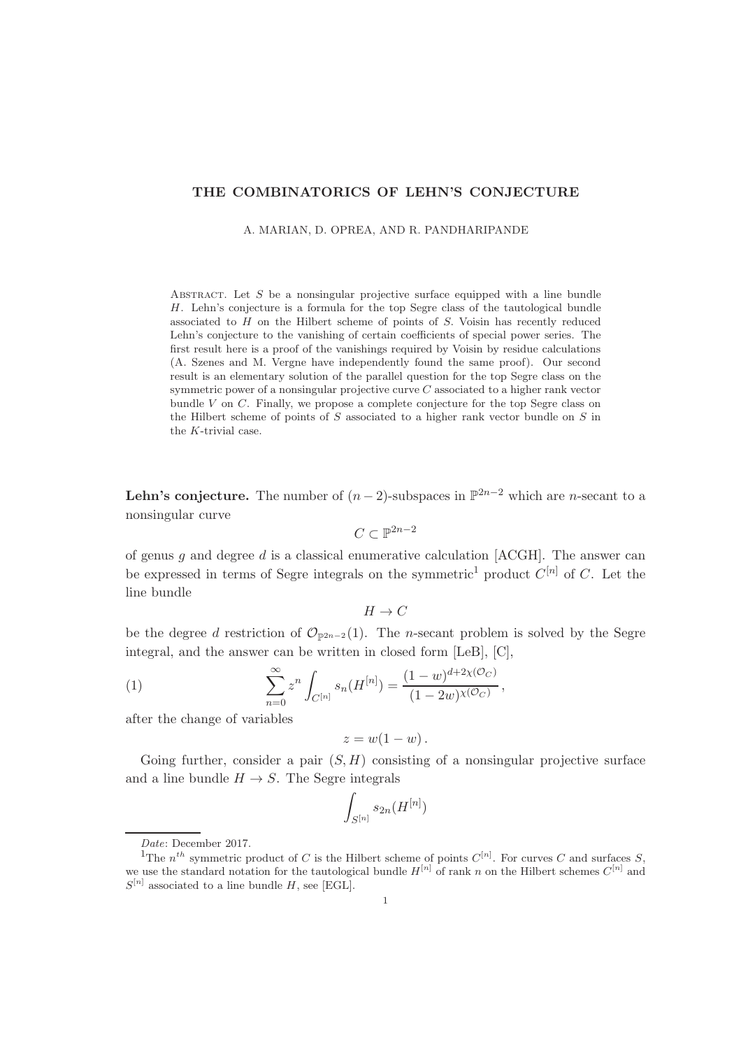# THE COMBINATORICS OF LEHN'S CONJECTURE

A. MARIAN, D. OPREA, AND R. PANDHARIPANDE

Abstract. Let $S$ be a nonsingular projective surface equipped with a line bundle $H$. Lehn's conjecture is a formula for the top Segre class of the tautological bundle associated to $H$ on the Hilbert scheme of points of $S$. Voisin has recently reduced Lehn's conjecture to the vanishing of certain coefficients of special power series. The first result here is a proof of the vanishings required by Voisin by residue calculations (A. Szenes and M. Vergne have independently found the same proof). Our second result is an elementary solution of the parallel question for the top Segre class on the symmetric power of a nonsingular projective curve $C$ associated to a higher rank vector bundle $V$ on $C$. Finally, we propose a complete conjecture for the top Segre class on the Hilbert scheme of points of $S$ associated to a higher rank vector bundle on $S$ in the $K$-trivial case.

**Lehn's conjecture.** The number of $(n-2)$-subspaces in $\mathbb{P}^{2n-2}$ which are $n$-secant to a nonsingular curve

$$C \subset \mathbb{P}^{2n-2}$$

of genus $g$ and degree $d$ is a classical enumerative calculation [ACGH]. The answer can be expressed in terms of Segre integrals on the symmetric[1] product $C^{[n]}$ of $C$. Let the line bundle

$$H \to C$$

be the degree $d$ restriction of $\mathcal{O}_{\mathbb{P}^{2n-2}}(1)$. The $n$-secant problem is solved by the Segre integral, and the answer can be written in closed form [LeB], [C],

$$\sum_{n=0}^{\infty} z^n \int_{C^{[n]}} s_n(H^{[n]}) = \frac{(1-w)^{d+2\chi(\mathcal{O}_C)}}{(1-2w)^{\chi(\mathcal{O}_C)}}\,, \tag{1}$$

after the change of variables

$$z = w(1-w)\,.$$

Going further, consider a pair $(S, H)$ consisting of a nonsingular projective surface and a line bundle $H \to S$. The Segre integrals

$$\int_{S^{[n]}} s_{2n}(H^{[n]})$$

*Date*: December 2017.

[1] The $n^{th}$ symmetric product of $C$ is the Hilbert scheme of points $C^{[n]}$. For curves $C$ and surfaces $S$, we use the standard notation for the tautological bundle $H^{[n]}$ of rank $n$ on the Hilbert schemes $C^{[n]}$ and $S^{[n]}$ associated to a line bundle $H$, see [EGL].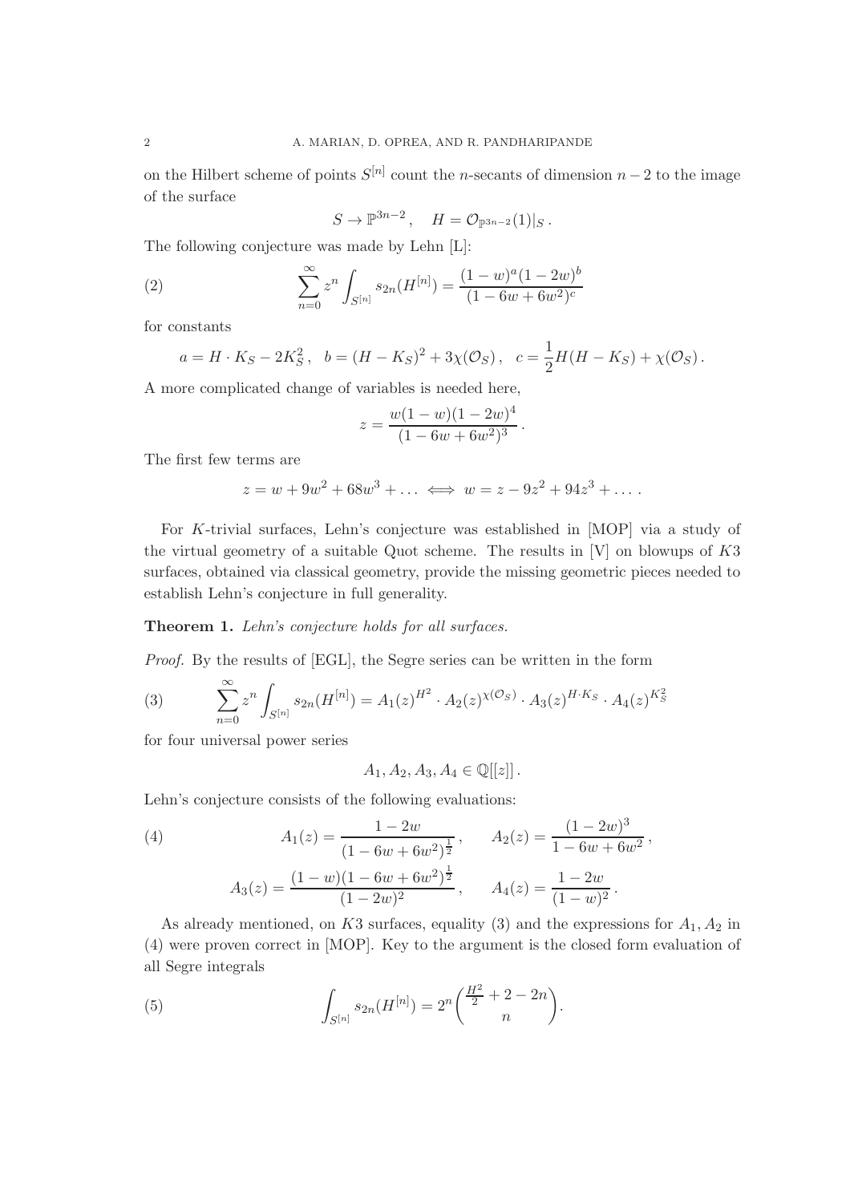on the Hilbert scheme of points $S^{[n]}$ count the $n$-secants of dimension $n-2$ to the image of the surface

$$S \to \mathbb{P}^{3n-2}, \quad H = \mathcal{O}_{\mathbb{P}^{3n-2}}(1)|_S .$$

The following conjecture was made by Lehn [L]:

$$\sum_{n=0}^{\infty} z^n \int_{S^{[n]}} s_{2n}(H^{[n]}) = \frac{(1-w)^a(1-2w)^b}{(1-6w+6w^2)^c} \tag{2}$$

for constants

$$a = H \cdot K_S - 2K_S^2 , \quad b = (H-K_S)^2 + 3\chi(\mathcal{O}_S) , \quad c = \frac{1}{2}H(H-K_S) + \chi(\mathcal{O}_S) .$$

A more complicated change of variables is needed here,

$$z = \frac{w(1-w)(1-2w)^4}{(1-6w+6w^2)^3} .$$

The first few terms are

$$z = w + 9w^2 + 68w^3 + \ldots \iff w = z - 9z^2 + 94z^3 + \ldots .$$

For $K$-trivial surfaces, Lehn's conjecture was established in [MOP] via a study of the virtual geometry of a suitable Quot scheme. The results in [V] on blowups of $K3$ surfaces, obtained via classical geometry, provide the missing geometric pieces needed to establish Lehn's conjecture in full generality.

**Theorem 1.** *Lehn's conjecture holds for all surfaces.*

*Proof.* By the results of [EGL], the Segre series can be written in the form

$$\sum_{n=0}^{\infty} z^n \int_{S^{[n]}} s_{2n}(H^{[n]}) = A_1(z)^{H^2} \cdot A_2(z)^{\chi(\mathcal{O}_S)} \cdot A_3(z)^{H \cdot K_S} \cdot A_4(z)^{K_S^2} \tag{3}$$

for four universal power series

$$A_1, A_2, A_3, A_4 \in \mathbb{Q}[[z]] .$$

Lehn's conjecture consists of the following evaluations:

$$A_1(z) = \frac{1-2w}{(1-6w+6w^2)^{\frac{1}{2}}} , \qquad A_2(z) = \frac{(1-2w)^3}{1-6w+6w^2} , \tag{4}$$

$$A_3(z) = \frac{(1-w)(1-6w+6w^2)^{\frac{1}{2}}}{(1-2w)^2} , \qquad A_4(z) = \frac{1-2w}{(1-w)^2} .$$

As already mentioned, on $K3$ surfaces, equality (3) and the expressions for $A_1, A_2$ in (4) were proven correct in [MOP]. Key to the argument is the closed form evaluation of all Segre integrals

$$\int_{S^{[n]}} s_{2n}(H^{[n]}) = 2^n \binom{\frac{H^2}{2} + 2 - 2n}{n} . \tag{5}$$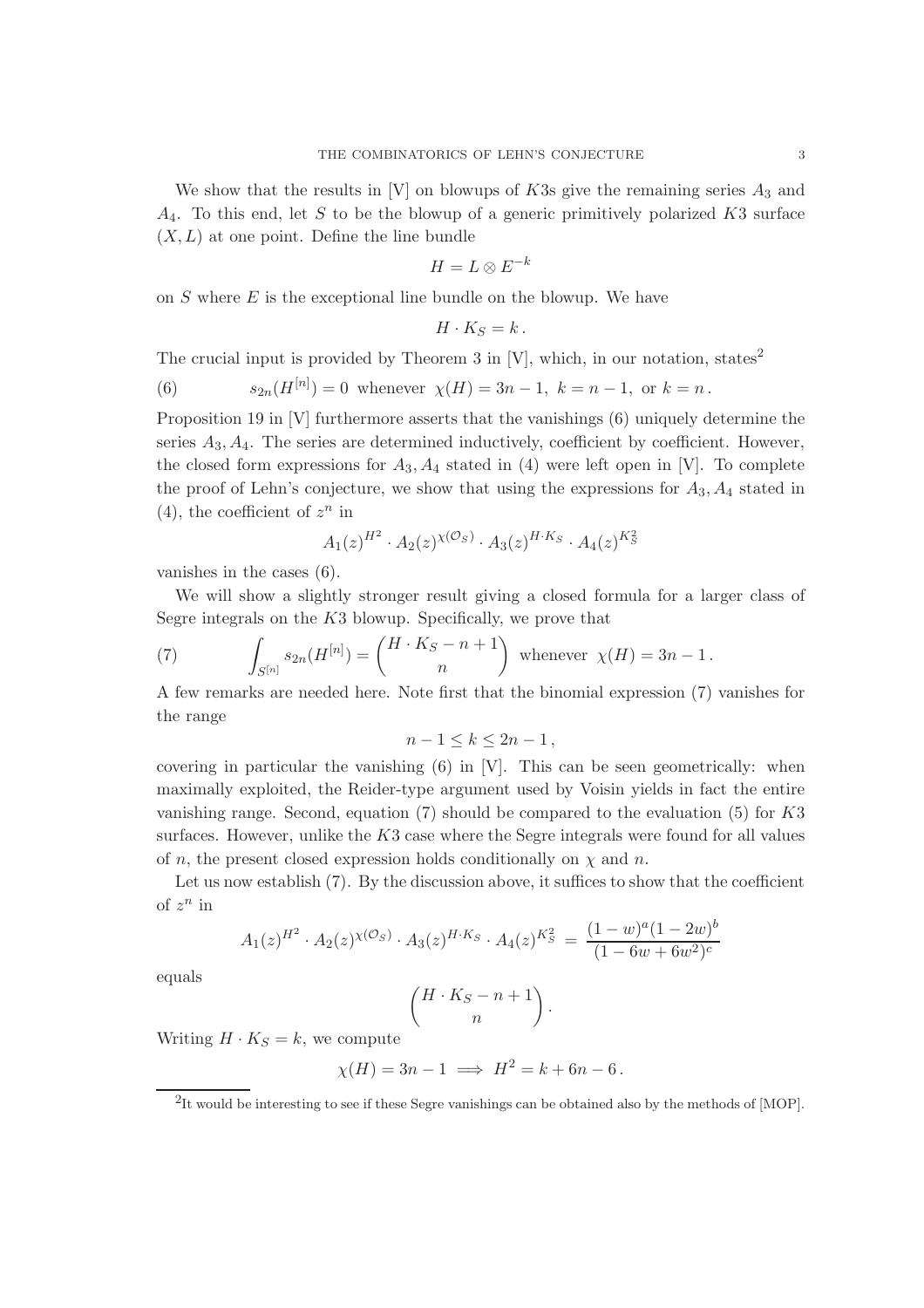We show that the results in [V] on blowups of $K3$s give the remaining series $A_3$ and $A_4$. To this end, let $S$ to be the blowup of a generic primitively polarized $K3$ surface $(X, L)$ at one point. Define the line bundle

$$H = L \otimes E^{-k}$$

on $S$ where $E$ is the exceptional line bundle on the blowup. We have

$$H \cdot K_S = k\,.$$

The crucial input is provided by Theorem 3 in [V], which, in our notation, states[2]

$$s_{2n}(H^{[n]}) = 0 \text{ whenever } \chi(H) = 3n-1,\ k = n-1, \text{ or } k = n\,. \tag{6}$$

Proposition 19 in [V] furthermore asserts that the vanishings (6) uniquely determine the series $A_3, A_4$. The series are determined inductively, coefficient by coefficient. However, the closed form expressions for $A_3, A_4$ stated in (4) were left open in [V]. To complete the proof of Lehn's conjecture, we show that using the expressions for $A_3, A_4$ stated in (4), the coefficient of $z^n$ in

$$A_1(z)^{H^2} \cdot A_2(z)^{\chi(\mathcal{O}_S)} \cdot A_3(z)^{H \cdot K_S} \cdot A_4(z)^{K_S^2}$$

vanishes in the cases (6).

We will show a slightly stronger result giving a closed formula for a larger class of Segre integrals on the $K3$ blowup. Specifically, we prove that

$$\int_{S^{[n]}} s_{2n}(H^{[n]}) = \binom{H \cdot K_S - n + 1}{n} \text{ whenever } \chi(H) = 3n-1\,. \tag{7}$$

A few remarks are needed here. Note first that the binomial expression (7) vanishes for the range

$$n - 1 \leq k \leq 2n - 1\,,$$

covering in particular the vanishing (6) in [V]. This can be seen geometrically: when maximally exploited, the Reider-type argument used by Voisin yields in fact the entire vanishing range. Second, equation (7) should be compared to the evaluation (5) for $K3$ surfaces. However, unlike the $K3$ case where the Segre integrals were found for all values of $n$, the present closed expression holds conditionally on $\chi$ and $n$.

Let us now establish (7). By the discussion above, it suffices to show that the coefficient of $z^n$ in

$$A_1(z)^{H^2} \cdot A_2(z)^{\chi(\mathcal{O}_S)} \cdot A_3(z)^{H \cdot K_S} \cdot A_4(z)^{K_S^2} = \frac{(1-w)^a(1-2w)^b}{(1-6w+6w^2)^c}$$

equals

$$\binom{H \cdot K_S - n + 1}{n}.$$

Writing $H \cdot K_S = k$, we compute

$$\chi(H) = 3n - 1 \implies H^2 = k + 6n - 6\,.$$

[2] It would be interesting to see if these Segre vanishings can be obtained also by the methods of [MOP].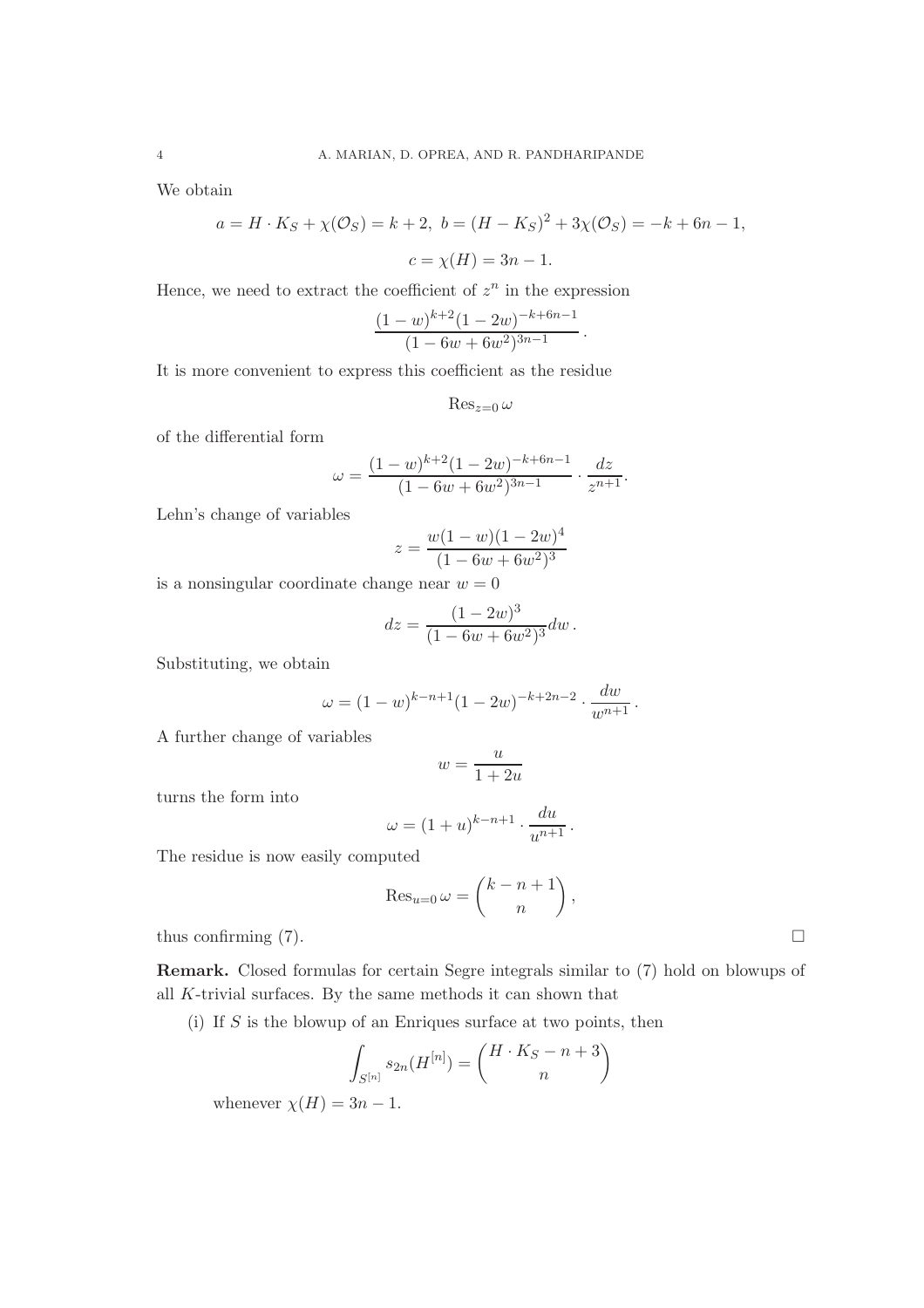We obtain

$$a = H \cdot K_S + \chi(\mathcal{O}_S) = k + 2,\ b = (H - K_S)^2 + 3\chi(\mathcal{O}_S) = -k + 6n - 1,$$

$$c = \chi(H) = 3n - 1.$$

Hence, we need to extract the coefficient of $z^n$ in the expression

$$\frac{(1-w)^{k+2}(1-2w)^{-k+6n-1}}{(1-6w+6w^2)^{3n-1}}.$$

It is more convenient to express this coefficient as the residue

$$\operatorname{Res}_{z=0} \omega$$

of the differential form

$$\omega = \frac{(1-w)^{k+2}(1-2w)^{-k+6n-1}}{(1-6w+6w^2)^{3n-1}} \cdot \frac{dz}{z^{n+1}}.$$

Lehn's change of variables

$$z = \frac{w(1-w)(1-2w)^4}{(1-6w+6w^2)^3}$$

is a nonsingular coordinate change near $w = 0$

$$dz = \frac{(1-2w)^3}{(1-6w+6w^2)^3} dw \,.$$

Substituting, we obtain

$$\omega = (1-w)^{k-n+1}(1-2w)^{-k+2n-2} \cdot \frac{dw}{w^{n+1}} \,.$$

A further change of variables

$$w = \frac{u}{1+2u}$$

turns the form into

$$\omega = (1+u)^{k-n+1} \cdot \frac{du}{u^{n+1}} \,.$$

The residue is now easily computed

$$\operatorname{Res}_{u=0} \omega = \binom{k-n+1}{n},$$

thus confirming (7). $\square$

**Remark.** Closed formulas for certain Segre integrals similar to (7) hold on blowups of all $K$-trivial surfaces. By the same methods it can shown that

(i) If $S$ is the blowup of an Enriques surface at two points, then

$$\int_{S^{[n]}} s_{2n}(H^{[n]}) = \binom{H \cdot K_S - n + 3}{n}$$

whenever $\chi(H) = 3n - 1$.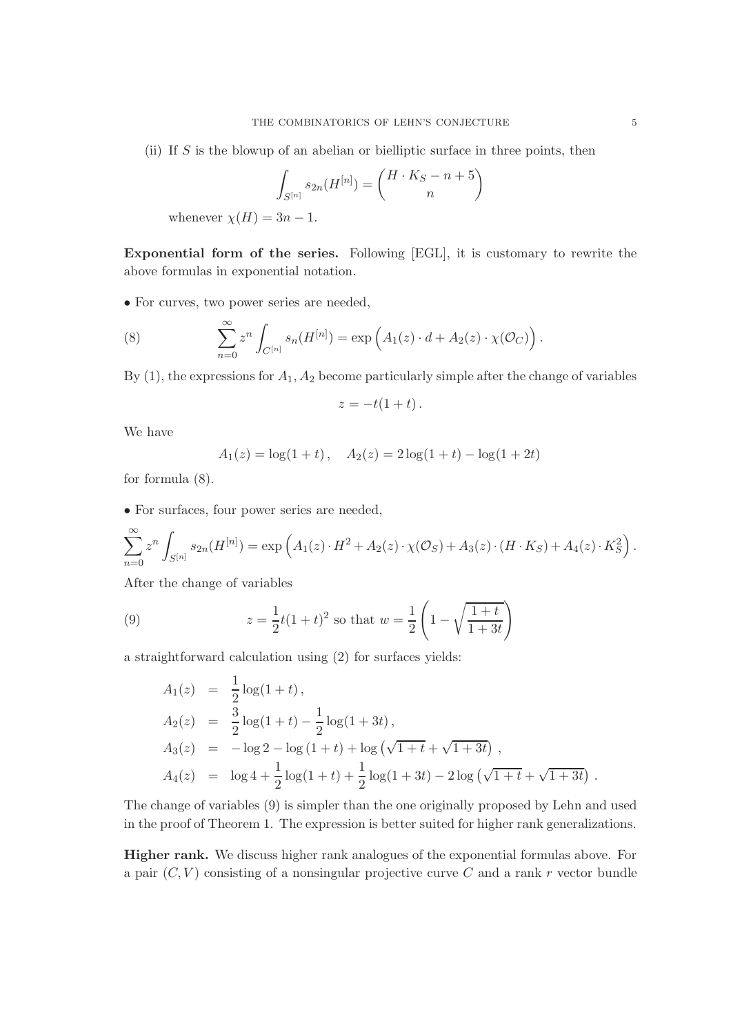(ii) If $S$ is the blowup of an abelian or bielliptic surface in three points, then

$$\int_{S^{[n]}} s_{2n}(H^{[n]}) = \binom{H \cdot K_S - n + 5}{n}$$

whenever $\chi(H) = 3n - 1$.

**Exponential form of the series.** Following [EGL], it is customary to rewrite the above formulas in exponential notation.

• For curves, two power series are needed,

$$\sum_{n=0}^{\infty} z^n \int_{C^{[n]}} s_n(H^{[n]}) = \exp\Big( A_1(z) \cdot d + A_2(z) \cdot \chi(\mathcal{O}_C) \Big) . \tag{8}$$

By (1), the expressions for $A_1, A_2$ become particularly simple after the change of variables

$$z = -t(1+t) .$$

We have

$$A_1(z) = \log(1+t) , \quad A_2(z) = 2\log(1+t) - \log(1+2t)$$

for formula (8).

• For surfaces, four power series are needed,

$$\sum_{n=0}^{\infty} z^n \int_{S^{[n]}} s_{2n}(H^{[n]}) = \exp\Big( A_1(z) \cdot H^2 + A_2(z) \cdot \chi(\mathcal{O}_S) + A_3(z) \cdot (H \cdot K_S) + A_4(z) \cdot K_S^2 \Big) .$$

After the change of variables

$$z = \frac{1}{2} t(1+t)^2 \text{ so that } w = \frac{1}{2}\left(1 - \sqrt{\frac{1+t}{1+3t}}\right) \tag{9}$$

a straightforward calculation using (2) for surfaces yields:

$$\begin{aligned}
A_1(z) &= \frac{1}{2}\log(1+t) , \\
A_2(z) &= \frac{3}{2}\log(1+t) - \frac{1}{2}\log(1+3t) , \\
A_3(z) &= -\log 2 - \log(1+t) + \log\left(\sqrt{1+t} + \sqrt{1+3t}\right) , \\
A_4(z) &= \log 4 + \frac{1}{2}\log(1+t) + \frac{1}{2}\log(1+3t) - 2\log\left(\sqrt{1+t} + \sqrt{1+3t}\right) .
\end{aligned}$$

The change of variables (9) is simpler than the one originally proposed by Lehn and used in the proof of Theorem 1. The expression is better suited for higher rank generalizations.

**Higher rank.** We discuss higher rank analogues of the exponential formulas above. For a pair $(C, V)$ consisting of a nonsingular projective curve $C$ and a rank $r$ vector bundle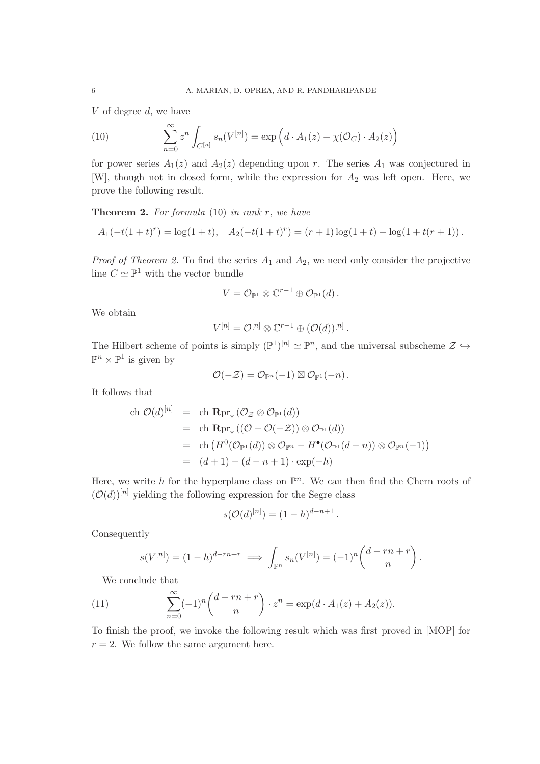$V$ of degree $d$, we have

$$\sum_{n=0}^{\infty} z^n \int_{C^{[n]}} s_n(V^{[n]}) = \exp\Big(d \cdot A_1(z) + \chi(\mathcal{O}_C)\cdot A_2(z)\Big) \tag{10}$$

for power series $A_1(z)$ and $A_2(z)$ depending upon $r$. The series $A_1$ was conjectured in [W], though not in closed form, while the expression for $A_2$ was left open. Here, we prove the following result.

**Theorem 2.** *For formula* (10) *in rank* $r$, *we have*

$$A_1(-t(1+t)^r) = \log(1+t), \quad A_2(-t(1+t)^r) = (r+1)\log(1+t) - \log(1+t(r+1)).$$

*Proof of Theorem 2.* To find the series $A_1$ and $A_2$, we need only consider the projective line $C \simeq \mathbb{P}^1$ with the vector bundle

$$V = \mathcal{O}_{\mathbb{P}^1} \otimes \mathbb{C}^{r-1} \oplus \mathcal{O}_{\mathbb{P}^1}(d).$$

We obtain

$$V^{[n]} = \mathcal{O}^{[n]} \otimes \mathbb{C}^{r-1} \oplus (\mathcal{O}(d))^{[n]}.$$

The Hilbert scheme of points is simply $(\mathbb{P}^1)^{[n]} \simeq \mathbb{P}^n$, and the universal subscheme $\mathcal{Z} \hookrightarrow \mathbb{P}^n \times \mathbb{P}^1$ is given by

$$\mathcal{O}(-\mathcal{Z}) = \mathcal{O}_{\mathbb{P}^n}(-1) \boxtimes \mathcal{O}_{\mathbb{P}^1}(-n).$$

It follows that

$$\begin{aligned}
\text{ch } \mathcal{O}(d)^{[n]} &= \text{ch } \mathbf{R}\text{pr}_\star\left(\mathcal{O}_{\mathcal{Z}} \otimes \mathcal{O}_{\mathbb{P}^1}(d)\right) \\
&= \text{ch } \mathbf{R}\text{pr}_\star\left((\mathcal{O} - \mathcal{O}(-\mathcal{Z})) \otimes \mathcal{O}_{\mathbb{P}^1}(d)\right) \\
&= \text{ch}\left(H^0(\mathcal{O}_{\mathbb{P}^1}(d)) \otimes \mathcal{O}_{\mathbb{P}^n} - H^\bullet(\mathcal{O}_{\mathbb{P}^1}(d-n)) \otimes \mathcal{O}_{\mathbb{P}^n}(-1)\right) \\
&= (d+1) - (d-n+1)\cdot \exp(-h)
\end{aligned}$$

Here, we write $h$ for the hyperplane class on $\mathbb{P}^n$. We can then find the Chern roots of $(\mathcal{O}(d))^{[n]}$ yielding the following expression for the Segre class

$$s(\mathcal{O}(d)^{[n]}) = (1-h)^{d-n+1}.$$

Consequently

$$s(V^{[n]}) = (1-h)^{d-rn+r} \implies \int_{\mathbb{P}^n} s_n(V^{[n]}) = (-1)^n \binom{d-rn+r}{n}.$$

We conclude that

$$\sum_{n=0}^{\infty} (-1)^n \binom{d-rn+r}{n} \cdot z^n = \exp(d \cdot A_1(z) + A_2(z)). \tag{11}$$

To finish the proof, we invoke the following result which was first proved in [MOP] for $r = 2$. We follow the same argument here.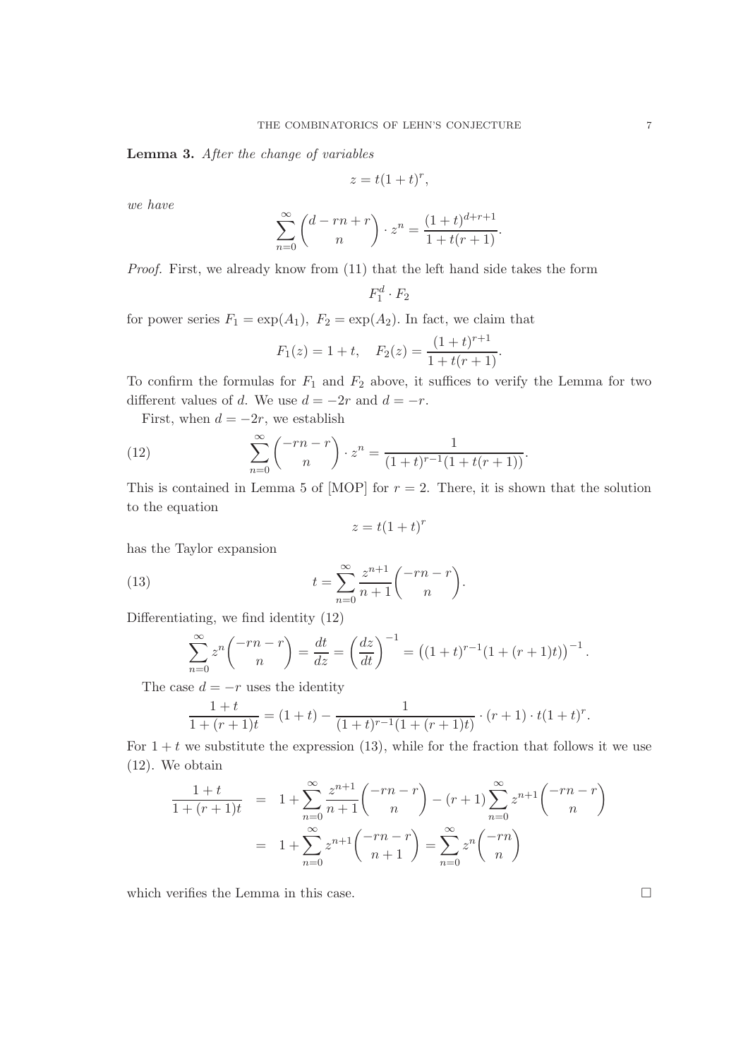**Lemma 3.** *After the change of variables*

$$z = t(1+t)^r,$$

*we have*

$$\sum_{n=0}^{\infty} \binom{d - rn + r}{n} \cdot z^n = \frac{(1+t)^{d+r+1}}{1 + t(r+1)}.$$

*Proof.* First, we already know from (11) that the left hand side takes the form

$$F_1^d \cdot F_2$$

for power series $F_1 = \exp(A_1)$, $F_2 = \exp(A_2)$. In fact, we claim that

$$F_1(z) = 1 + t, \quad F_2(z) = \frac{(1+t)^{r+1}}{1 + t(r+1)}.$$

To confirm the formulas for $F_1$ and $F_2$ above, it suffices to verify the Lemma for two different values of $d$. We use $d = -2r$ and $d = -r$.

First, when $d = -2r$, we establish

$$\sum_{n=0}^{\infty} \binom{-rn - r}{n} \cdot z^n = \frac{1}{(1+t)^{r-1}(1 + t(r+1))}. \tag{12}$$

This is contained in Lemma 5 of [MOP] for $r = 2$. There, it is shown that the solution to the equation

$$z = t(1+t)^r$$

has the Taylor expansion

$$t = \sum_{n=0}^{\infty} \frac{z^{n+1}}{n+1} \binom{-rn - r}{n}. \tag{13}$$

Differentiating, we find identity (12)

$$\sum_{n=0}^{\infty} z^n \binom{-rn - r}{n} = \frac{dt}{dz} = \left(\frac{dz}{dt}\right)^{-1} = \left((1+t)^{r-1}(1 + (r+1)t)\right)^{-1}.$$

The case $d = -r$ uses the identity

$$\frac{1+t}{1+(r+1)t} = (1+t) - \frac{1}{(1+t)^{r-1}(1+(r+1)t)} \cdot (r+1) \cdot t(1+t)^r.$$

For $1 + t$ we substitute the expression (13), while for the fraction that follows it we use (12). We obtain

$$\begin{aligned}
\frac{1+t}{1+(r+1)t} &= 1 + \sum_{n=0}^{\infty} \frac{z^{n+1}}{n+1} \binom{-rn - r}{n} - (r+1) \sum_{n=0}^{\infty} z^{n+1} \binom{-rn - r}{n} \\
&= 1 + \sum_{n=0}^{\infty} z^{n+1} \binom{-rn - r}{n+1} = \sum_{n=0}^{\infty} z^n \binom{-rn}{n}
\end{aligned}$$

which verifies the Lemma in this case. $\square$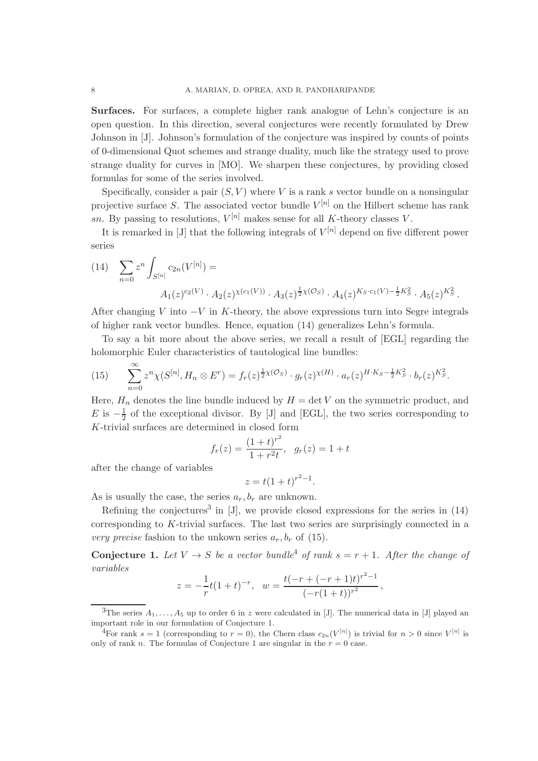**Surfaces.** For surfaces, a complete higher rank analogue of Lehn's conjecture is an open question. In this direction, several conjectures were recently formulated by Drew Johnson in [J]. Johnson's formulation of the conjecture was inspired by counts of points of 0-dimensional Quot schemes and strange duality, much like the strategy used to prove strange duality for curves in [MO]. We sharpen these conjectures, by providing closed formulas for some of the series involved.

Specifically, consider a pair $(S, V)$ where $V$ is a rank $s$ vector bundle on a nonsingular projective surface $S$. The associated vector bundle $V^{[n]}$ on the Hilbert scheme has rank $sn$. By passing to resolutions, $V^{[n]}$ makes sense for all $K$-theory classes $V$.

It is remarked in [J] that the following integrals of $V^{[n]}$ depend on five different power series

$$\sum_{n=0} z^n \int_{S^{[n]}} c_{2n}(V^{[n]}) = A_1(z)^{c_2(V)} \cdot A_2(z)^{\chi(c_1(V))} \cdot A_3(z)^{\frac{1}{2}\chi(\mathcal{O}_S)} \cdot A_4(z)^{K_S \cdot c_1(V) - \frac{1}{2}K_S^2} \cdot A_5(z)^{K_S^2}. \tag{14}$$

After changing $V$ into $-V$ in $K$-theory, the above expressions turn into Segre integrals of higher rank vector bundles. Hence, equation (14) generalizes Lehn's formula.

To say a bit more about the above series, we recall a result of [EGL] regarding the holomorphic Euler characteristics of tautological line bundles:

$$\sum_{n=0}^{\infty} z^n \chi(S^{[n]}, H_n \otimes E^r) = f_r(z)^{\frac{1}{2}\chi(\mathcal{O}_S)} \cdot g_r(z)^{\chi(H)} \cdot a_r(z)^{H \cdot K_S - \frac{1}{2}K_S^2} \cdot b_r(z)^{K_S^2}. \tag{15}$$

Here, $H_n$ denotes the line bundle induced by $H = \det V$ on the symmetric product, and $E$ is $-\frac{1}{2}$ of the exceptional divisor. By [J] and [EGL], the two series corresponding to $K$-trivial surfaces are determined in closed form

$$f_r(z) = \frac{(1+t)^{r^2}}{1+r^2 t}, \quad g_r(z) = 1 + t$$

after the change of variables

$$z = t(1+t)^{r^2-1}.$$

As is usually the case, the series $a_r, b_r$ are unknown.

Refining the conjectures[3] in [J], we provide closed expressions for the series in (14) corresponding to $K$-trivial surfaces. The last two series are surprisingly connected in a *very precise* fashion to the unkown series $a_r, b_r$ of (15).

**Conjecture 1.** *Let $V \to S$ be a vector bundle[4] of rank $s = r + 1$. After the change of variables*

$$z = -\frac{1}{r}t(1+t)^{-r}, \quad w = \frac{t(-r + (-r+1)t)^{r^2-1}}{(-r(1+t))^{r^2}},$$

[3]The series $A_1, \ldots, A_5$ up to order 6 in $z$ were calculated in [J]. The numerical data in [J] played an important role in our formulation of Conjecture 1.

[4]For rank $s = 1$ (corresponding to $r = 0$), the Chern class $c_{2n}(V^{[n]})$ is trivial for $n > 0$ since $V^{[n]}$ is only of rank $n$. The formulas of Conjecture 1 are singular in the $r = 0$ case.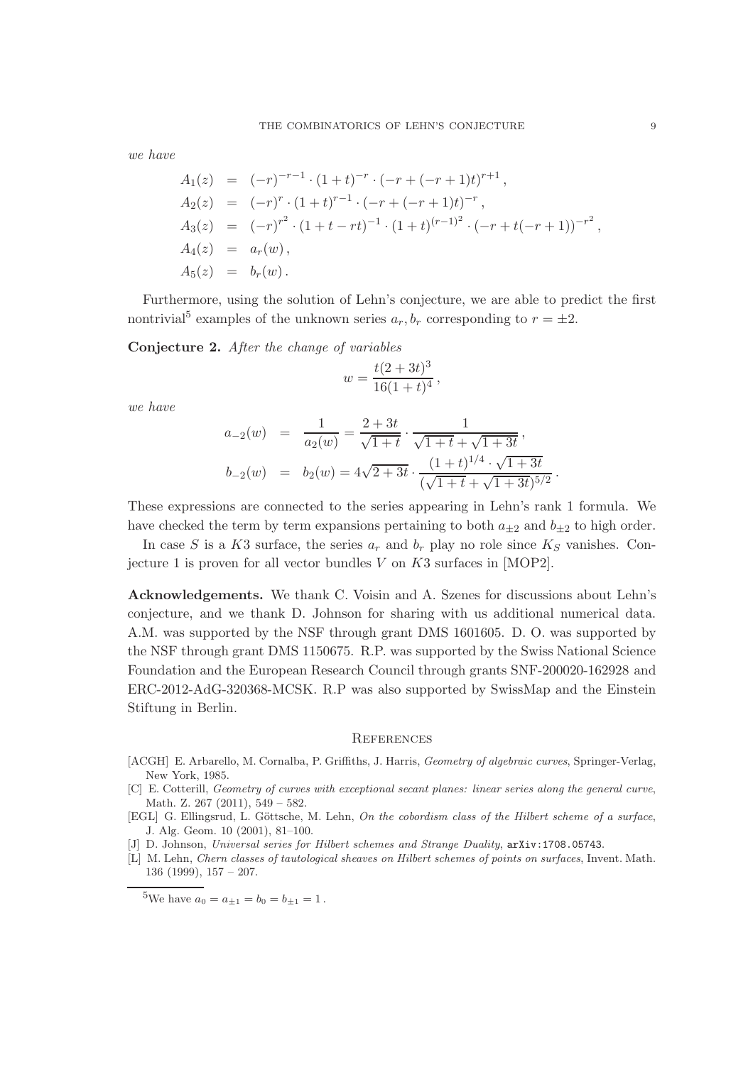*we have*

$$
\begin{aligned}
A_1(z) &= (-r)^{-r-1} \cdot (1+t)^{-r} \cdot (-r + (-r+1)t)^{r+1}\,, \\
A_2(z) &= (-r)^{r} \cdot (1+t)^{r-1} \cdot (-r + (-r+1)t)^{-r}\,, \\
A_3(z) &= (-r)^{r^2} \cdot (1+t-rt)^{-1} \cdot (1+t)^{(r-1)^2} \cdot (-r + t(-r+1))^{-r^2}\,, \\
A_4(z) &= a_r(w)\,, \\
A_5(z) &= b_r(w)\,.
\end{aligned}
$$

Furthermore, using the solution of Lehn's conjecture, we are able to predict the first nontrivial[5] examples of the unknown series $a_r, b_r$ corresponding to $r = \pm 2$.

**Conjecture 2.** *After the change of variables*

$$
w = \frac{t(2+3t)^3}{16(1+t)^4}\,,
$$

*we have*

$$
\begin{aligned}
a_{-2}(w) &= \frac{1}{a_2(w)} = \frac{2+3t}{\sqrt{1+t}} \cdot \frac{1}{\sqrt{1+t} + \sqrt{1+3t}}\,, \\
b_{-2}(w) &= b_2(w) = 4\sqrt{2+3t} \cdot \frac{(1+t)^{1/4} \cdot \sqrt{1+3t}}{(\sqrt{1+t} + \sqrt{1+3t})^{5/2}}\,.
\end{aligned}
$$

These expressions are connected to the series appearing in Lehn's rank 1 formula. We have checked the term by term expansions pertaining to both $a_{\pm 2}$ and $b_{\pm 2}$ to high order.

In case $S$ is a $K3$ surface, the series $a_r$ and $b_r$ play no role since $K_S$ vanishes. Conjecture 1 is proven for all vector bundles $V$ on $K3$ surfaces in [MOP2].

**Acknowledgements.** We thank C. Voisin and A. Szenes for discussions about Lehn's conjecture, and we thank D. Johnson for sharing with us additional numerical data. A.M. was supported by the NSF through grant DMS 1601605. D. O. was supported by the NSF through grant DMS 1150675. R.P. was supported by the Swiss National Science Foundation and the European Research Council through grants SNF-200020-162928 and ERC-2012-AdG-320368-MCSK. R.P was also supported by SwissMap and the Einstein Stiftung in Berlin.

## References

[ACGH] E. Arbarello, M. Cornalba, P. Griffiths, J. Harris, *Geometry of algebraic curves*, Springer-Verlag, New York, 1985.

[C] E. Cotterill, *Geometry of curves with exceptional secant planes: linear series along the general curve*, Math. Z. 267 (2011), 549 – 582.

[EGL] G. Ellingsrud, L. Göttsche, M. Lehn, *On the cobordism class of the Hilbert scheme of a surface*, J. Alg. Geom. 10 (2001), 81–100.

[J] D. Johnson, *Universal series for Hilbert schemes and Strange Duality*, arXiv:1708.05743.

[L] M. Lehn, *Chern classes of tautological sheaves on Hilbert schemes of points on surfaces*, Invent. Math. 136 (1999), 157 – 207.

[5] We have $a_0 = a_{\pm 1} = b_0 = b_{\pm 1} = 1$.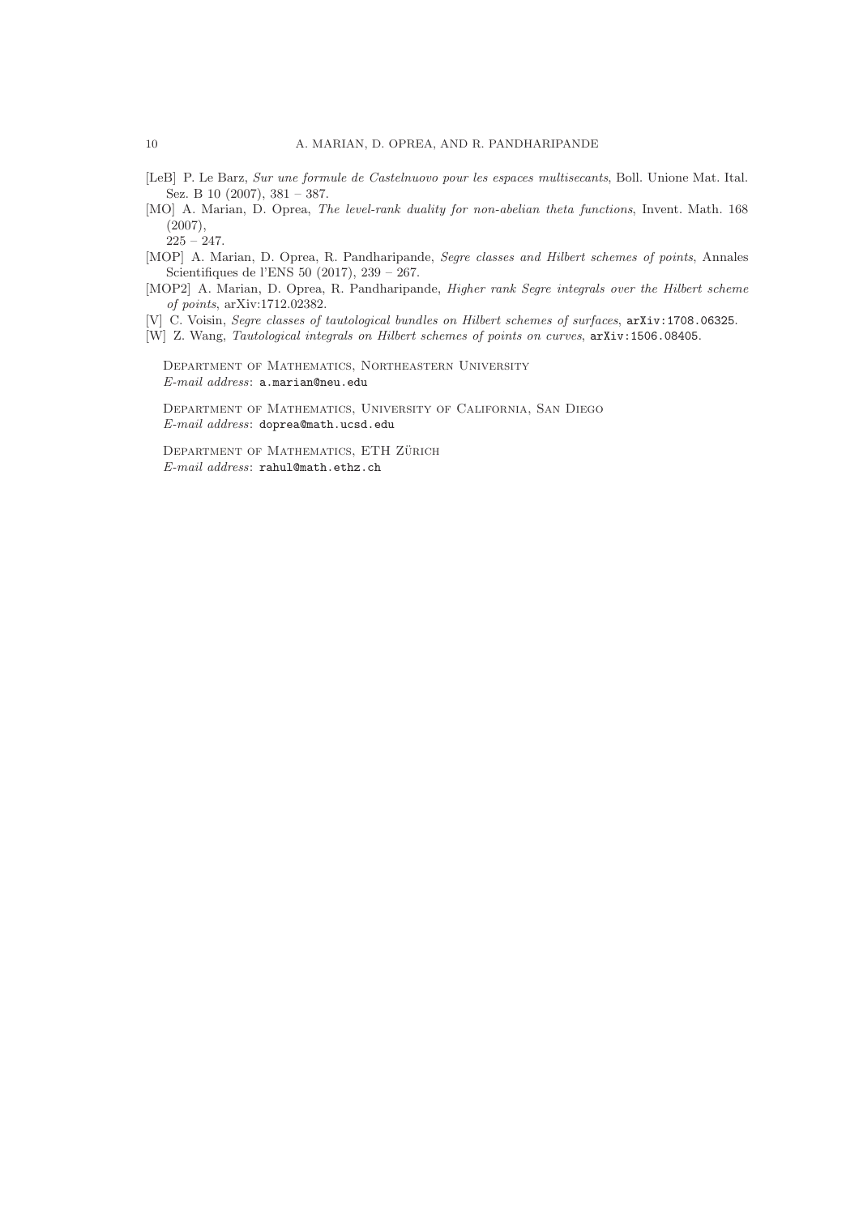[LeB] P. Le Barz, *Sur une formule de Castelnuovo pour les espaces multisecants*, Boll. Unione Mat. Ital. Sez. B 10 (2007), 381 – 387.

[MO] A. Marian, D. Oprea, *The level-rank duality for non-abelian theta functions*, Invent. Math. 168 (2007),
225 – 247.

[MOP] A. Marian, D. Oprea, R. Pandharipande, *Segre classes and Hilbert schemes of points*, Annales Scientifiques de l'ENS 50 (2017), 239 – 267.

[MOP2] A. Marian, D. Oprea, R. Pandharipande, *Higher rank Segre integrals over the Hilbert scheme of points*, arXiv:1712.02382.

[V] C. Voisin, *Segre classes of tautological bundles on Hilbert schemes of surfaces*, `arXiv:1708.06325`.

[W] Z. Wang, *Tautological integrals on Hilbert schemes of points on curves*, `arXiv:1506.08405`.

Department of Mathematics, Northeastern University
*E-mail address*: `a.marian@neu.edu`

Department of Mathematics, University of California, San Diego
*E-mail address*: `doprea@math.ucsd.edu`

Department of Mathematics, ETH Zürich
*E-mail address*: `rahul@math.ethz.ch`